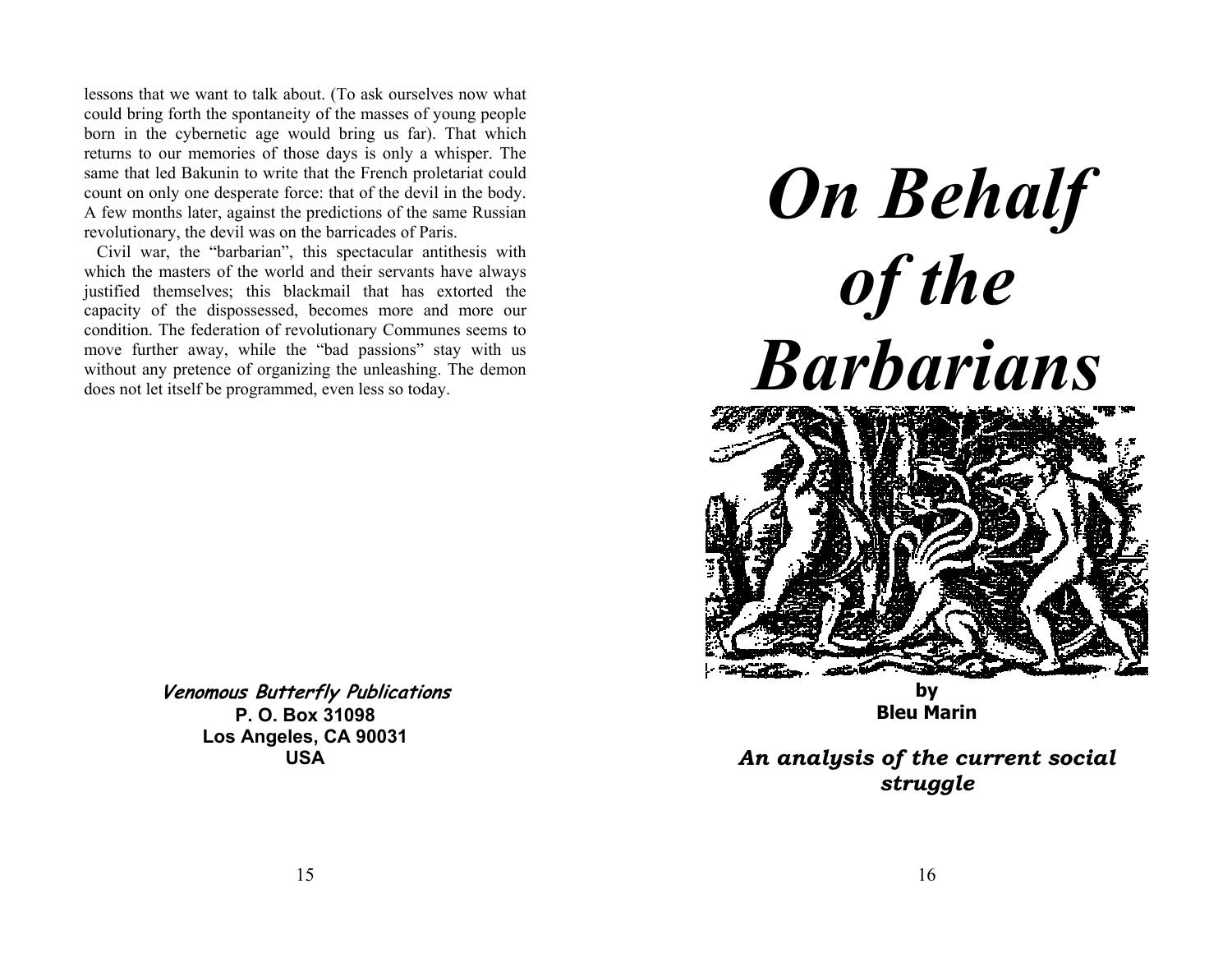lessons that we want to talk about. (To ask ourselves now what could bring forth the spontaneity of the masses of young people born in the cybernetic age would bring us far). That which returns to our memories of those days is only a whisper. The same that led Bakunin to write that the French proletariat could count on only one desperate force: that of the devil in the body. A few months later, against the predictions of the same Russian revolutionary, the devil was on the barricades of Paris.

Civil war, the "barbarian", this spectacular antithesis with which the masters of the world and their servants have always justified themselves; this blackmail that has extorted the capacity of the dispossessed, becomes more and more our condition. The federation of revolutionary Communes seems to move further away, while the "bad passions" stay with us without any pretence of organizing the unleashing. The demon does not let itself be programmed, even less so today.

***Venomous Butterfly Publications***
**P. O. Box 31098**
**Los Angeles, CA 90031**
**USA**

# *On Behalf of the Barbarians*

**by**
**Bleu Marin**

***An analysis of the current social struggle***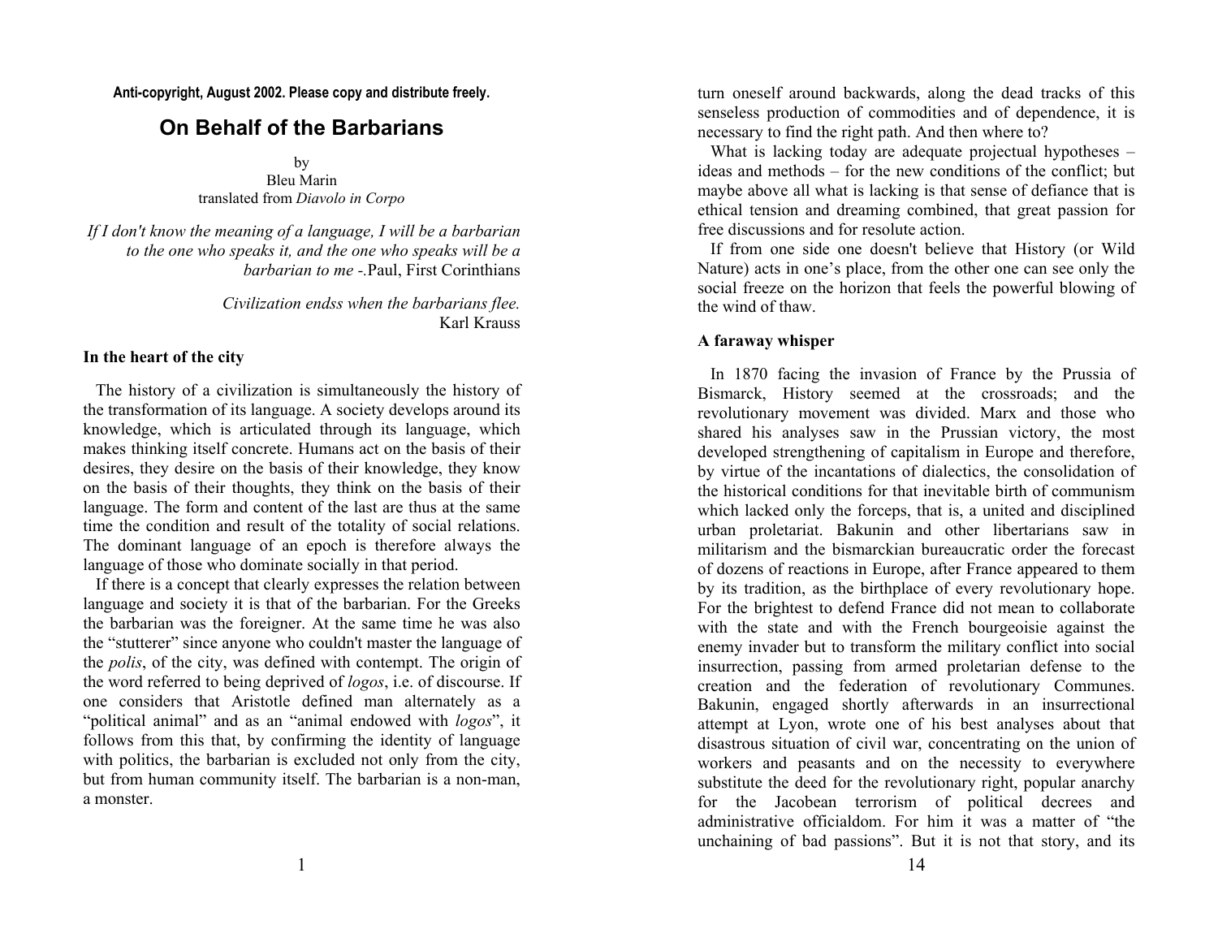Anti-copyright, August 2002. Please copy and distribute freely.

# On Behalf of the Barbarians

by
Bleu Marin
translated from *Diavolo in Corpo*

*If I don't know the meaning of a language, I will be a barbarian to the one who speaks it, and the one who speaks will be a barbarian to me* -.Paul, First Corinthians

*Civilization endss when the barbarians flee.*
Karl Krauss

### In the heart of the city

The history of a civilization is simultaneously the history of the transformation of its language. A society develops around its knowledge, which is articulated through its language, which makes thinking itself concrete. Humans act on the basis of their desires, they desire on the basis of their knowledge, they know on the basis of their thoughts, they think on the basis of their language. The form and content of the last are thus at the same time the condition and result of the totality of social relations. The dominant language of an epoch is therefore always the language of those who dominate socially in that period.

If there is a concept that clearly expresses the relation between language and society it is that of the barbarian. For the Greeks the barbarian was the foreigner. At the same time he was also the "stutterer" since anyone who couldn't master the language of the *polis*, of the city, was defined with contempt. The origin of the word referred to being deprived of *logos*, i.e. of discourse. If one considers that Aristotle defined man alternately as a "political animal" and as an "animal endowed with *logos*", it follows from this that, by confirming the identity of language with politics, the barbarian is excluded not only from the city, but from human community itself. The barbarian is a non-man, a monster.

turn oneself around backwards, along the dead tracks of this senseless production of commodities and of dependence, it is necessary to find the right path. And then where to?

What is lacking today are adequate projectual hypotheses – ideas and methods – for the new conditions of the conflict; but maybe above all what is lacking is that sense of defiance that is ethical tension and dreaming combined, that great passion for free discussions and for resolute action.

If from one side one doesn't believe that History (or Wild Nature) acts in one's place, from the other one can see only the social freeze on the horizon that feels the powerful blowing of the wind of thaw.

### A faraway whisper

In 1870 facing the invasion of France by the Prussia of Bismarck, History seemed at the crossroads; and the revolutionary movement was divided. Marx and those who shared his analyses saw in the Prussian victory, the most developed strengthening of capitalism in Europe and therefore, by virtue of the incantations of dialectics, the consolidation of the historical conditions for that inevitable birth of communism which lacked only the forceps, that is, a united and disciplined urban proletariat. Bakunin and other libertarians saw in militarism and the bismarckian bureaucratic order the forecast of dozens of reactions in Europe, after France appeared to them by its tradition, as the birthplace of every revolutionary hope. For the brightest to defend France did not mean to collaborate with the state and with the French bourgeoisie against the enemy invader but to transform the military conflict into social insurrection, passing from armed proletarian defense to the creation and the federation of revolutionary Communes. Bakunin, engaged shortly afterwards in an insurrectional attempt at Lyon, wrote one of his best analyses about that disastrous situation of civil war, concentrating on the union of workers and peasants and on the necessity to everywhere substitute the deed for the revolutionary right, popular anarchy for the Jacobean terrorism of political decrees and administrative officialdom. For him it was a matter of "the unchaining of bad passions". But it is not that story, and its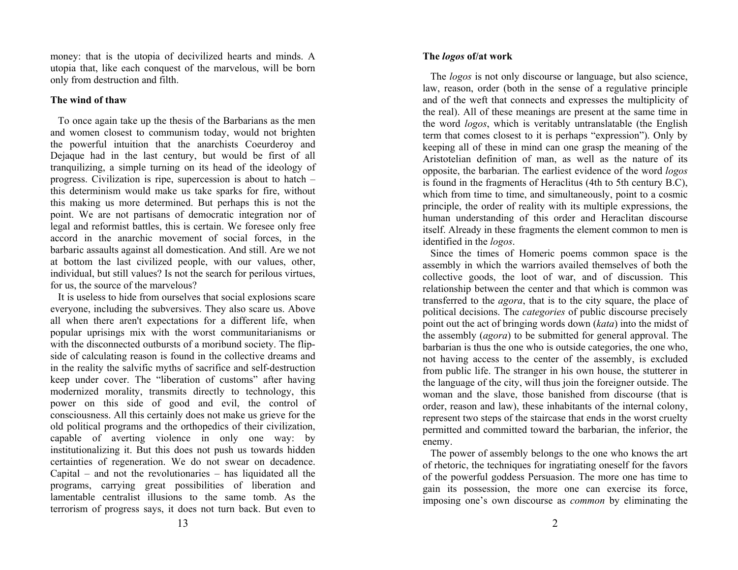money: that is the utopia of decivilized hearts and minds. A utopia that, like each conquest of the marvelous, will be born only from destruction and filth.

**The wind of thaw**

To once again take up the thesis of the Barbarians as the men and women closest to communism today, would not brighten the powerful intuition that the anarchists Coeurderoy and Dejaque had in the last century, but would be first of all tranquilizing, a simple turning on its head of the ideology of progress. Civilization is ripe, supercession is about to hatch – this determinism would make us take sparks for fire, without this making us more determined. But perhaps this is not the point. We are not partisans of democratic integration nor of legal and reformist battles, this is certain. We foresee only free accord in the anarchic movement of social forces, in the barbaric assaults against all domestication. And still. Are we not at bottom the last civilized people, with our values, other, individual, but still values? Is not the search for perilous virtues, for us, the source of the marvelous?

It is useless to hide from ourselves that social explosions scare everyone, including the subversives. They also scare us. Above all when there aren't expectations for a different life, when popular uprisings mix with the worst communitarianisms or with the disconnected outbursts of a moribund society. The flip-side of calculating reason is found in the collective dreams and in the reality the salvific myths of sacrifice and self-destruction keep under cover. The "liberation of customs" after having modernized morality, transmits directly to technology, this power on this side of good and evil, the control of consciousness. All this certainly does not make us grieve for the old political programs and the orthopedics of their civilization, capable of averting violence in only one way: by institutionalizing it. But this does not push us towards hidden certainties of regeneration. We do not swear on decadence. Capital – and not the revolutionaries – has liquidated all the programs, carrying great possibilities of liberation and lamentable centralist illusions to the same tomb. As the terrorism of progress says, it does not turn back. But even to

**The *logos* of/at work**

The *logos* is not only discourse or language, but also science, law, reason, order (both in the sense of a regulative principle and of the weft that connects and expresses the multiplicity of the real). All of these meanings are present at the same time in the word *logos*, which is veritably untranslatable (the English term that comes closest to it is perhaps "expression"). Only by keeping all of these in mind can one grasp the meaning of the Aristotelian definition of man, as well as the nature of its opposite, the barbarian. The earliest evidence of the word *logos* is found in the fragments of Heraclitus (4th to 5th century B.C), which from time to time, and simultaneously, point to a cosmic principle, the order of reality with its multiple expressions, the human understanding of this order and Heraclitan discourse itself. Already in these fragments the element common to men is identified in the *logos*.

Since the times of Homeric poems common space is the assembly in which the warriors availed themselves of both the collective goods, the loot of war, and of discussion. This relationship between the center and that which is common was transferred to the *agora*, that is to the city square, the place of political decisions. The *categories* of public discourse precisely point out the act of bringing words down (*kata*) into the midst of the assembly (*agora*) to be submitted for general approval. The barbarian is thus the one who is outside categories, the one who, not having access to the center of the assembly, is excluded from public life. The stranger in his own house, the stutterer in the language of the city, will thus join the foreigner outside. The woman and the slave, those banished from discourse (that is order, reason and law), these inhabitants of the internal colony, represent two steps of the staircase that ends in the worst cruelty permitted and committed toward the barbarian, the inferior, the enemy.

The power of assembly belongs to the one who knows the art of rhetoric, the techniques for ingratiating oneself for the favors of the powerful goddess Persuasion. The more one has time to gain its possession, the more one can exercise its force, imposing one's own discourse as *common* by eliminating the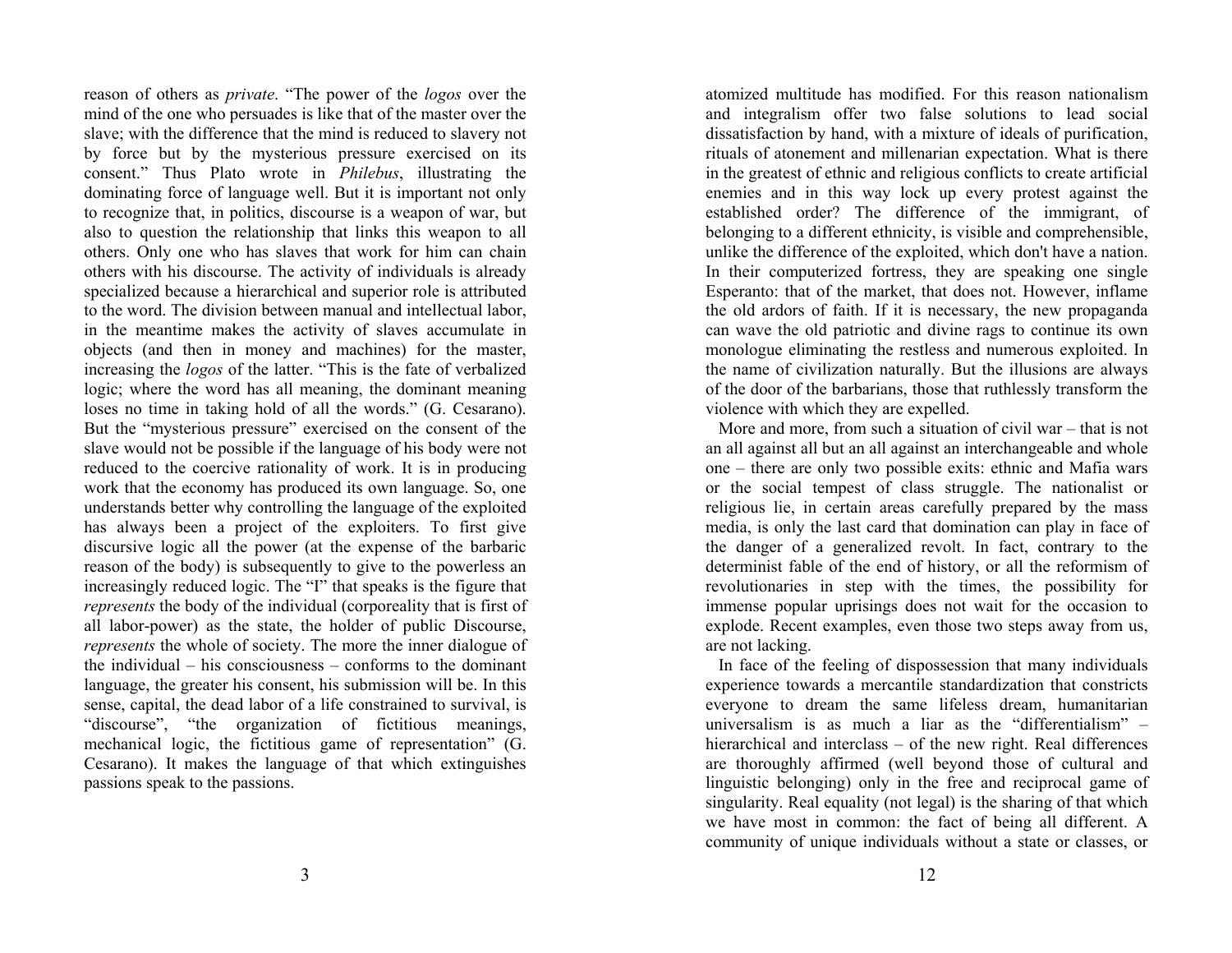reason of others as *private*. "The power of the *logos* over the mind of the one who persuades is like that of the master over the slave; with the difference that the mind is reduced to slavery not by force but by the mysterious pressure exercised on its consent." Thus Plato wrote in *Philebus*, illustrating the dominating force of language well. But it is important not only to recognize that, in politics, discourse is a weapon of war, but also to question the relationship that links this weapon to all others. Only one who has slaves that work for him can chain others with his discourse. The activity of individuals is already specialized because a hierarchical and superior role is attributed to the word. The division between manual and intellectual labor, in the meantime makes the activity of slaves accumulate in objects (and then in money and machines) for the master, increasing the *logos* of the latter. "This is the fate of verbalized logic; where the word has all meaning, the dominant meaning loses no time in taking hold of all the words." (G. Cesarano). But the "mysterious pressure" exercised on the consent of the slave would not be possible if the language of his body were not reduced to the coercive rationality of work. It is in producing work that the economy has produced its own language. So, one understands better why controlling the language of the exploited has always been a project of the exploiters. To first give discursive logic all the power (at the expense of the barbaric reason of the body) is subsequently to give to the powerless an increasingly reduced logic. The "I" that speaks is the figure that *represents* the body of the individual (corporeality that is first of all labor-power) as the state, the holder of public Discourse, *represents* the whole of society. The more the inner dialogue of the individual – his consciousness – conforms to the dominant language, the greater his consent, his submission will be. In this sense, capital, the dead labor of a life constrained to survival, is "discourse", "the organization of fictitious meanings, mechanical logic, the fictitious game of representation" (G. Cesarano). It makes the language of that which extinguishes passions speak to the passions.

atomized multitude has modified. For this reason nationalism and integralism offer two false solutions to lead social dissatisfaction by hand, with a mixture of ideals of purification, rituals of atonement and millenarian expectation. What is there in the greatest of ethnic and religious conflicts to create artificial enemies and in this way lock up every protest against the established order? The difference of the immigrant, of belonging to a different ethnicity, is visible and comprehensible, unlike the difference of the exploited, which don't have a nation. In their computerized fortress, they are speaking one single Esperanto: that of the market, that does not. However, inflame the old ardors of faith. If it is necessary, the new propaganda can wave the old patriotic and divine rags to continue its own monologue eliminating the restless and numerous exploited. In the name of civilization naturally. But the illusions are always of the door of the barbarians, those that ruthlessly transform the violence with which they are expelled.

More and more, from such a situation of civil war – that is not an all against all but an all against an interchangeable and whole one – there are only two possible exits: ethnic and Mafia wars or the social tempest of class struggle. The nationalist or religious lie, in certain areas carefully prepared by the mass media, is only the last card that domination can play in face of the danger of a generalized revolt. In fact, contrary to the determinist fable of the end of history, or all the reformism of revolutionaries in step with the times, the possibility for immense popular uprisings does not wait for the occasion to explode. Recent examples, even those two steps away from us, are not lacking.

In face of the feeling of dispossession that many individuals experience towards a mercantile standardization that constricts everyone to dream the same lifeless dream, humanitarian universalism is as much a liar as the "differentialism" – hierarchical and interclass – of the new right. Real differences are thoroughly affirmed (well beyond those of cultural and linguistic belonging) only in the free and reciprocal game of singularity. Real equality (not legal) is the sharing of that which we have most in common: the fact of being all different. A community of unique individuals without a state or classes, or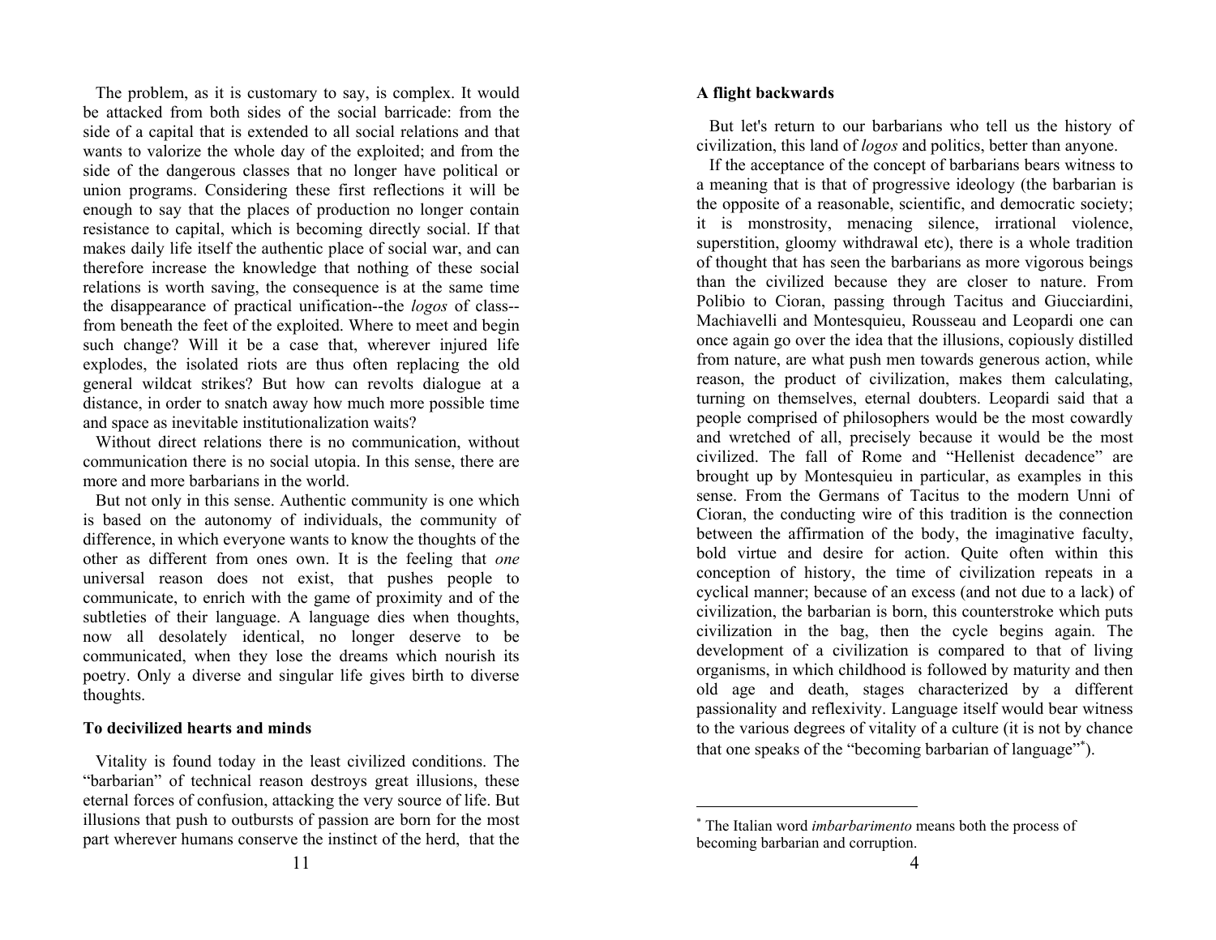The problem, as it is customary to say, is complex. It would be attacked from both sides of the social barricade: from the side of a capital that is extended to all social relations and that wants to valorize the whole day of the exploited; and from the side of the dangerous classes that no longer have political or union programs. Considering these first reflections it will be enough to say that the places of production no longer contain resistance to capital, which is becoming directly social. If that makes daily life itself the authentic place of social war, and can therefore increase the knowledge that nothing of these social relations is worth saving, the consequence is at the same time the disappearance of practical unification--the *logos* of class--from beneath the feet of the exploited. Where to meet and begin such change? Will it be a case that, wherever injured life explodes, the isolated riots are thus often replacing the old general wildcat strikes? But how can revolts dialogue at a distance, in order to snatch away how much more possible time and space as inevitable institutionalization waits?

Without direct relations there is no communication, without communication there is no social utopia. In this sense, there are more and more barbarians in the world.

But not only in this sense. Authentic community is one which is based on the autonomy of individuals, the community of difference, in which everyone wants to know the thoughts of the other as different from ones own. It is the feeling that *one* universal reason does not exist, that pushes people to communicate, to enrich with the game of proximity and of the subtleties of their language. A language dies when thoughts, now all desolately identical, no longer deserve to be communicated, when they lose the dreams which nourish its poetry. Only a diverse and singular life gives birth to diverse thoughts.

### To decivilized hearts and minds

Vitality is found today in the least civilized conditions. The "barbarian" of technical reason destroys great illusions, these eternal forces of confusion, attacking the very source of life. But illusions that push to outbursts of passion are born for the most part wherever humans conserve the instinct of the herd, that the

### A flight backwards

But let's return to our barbarians who tell us the history of civilization, this land of *logos* and politics, better than anyone.

If the acceptance of the concept of barbarians bears witness to a meaning that is that of progressive ideology (the barbarian is the opposite of a reasonable, scientific, and democratic society; it is monstrosity, menacing silence, irrational violence, superstition, gloomy withdrawal etc), there is a whole tradition of thought that has seen the barbarians as more vigorous beings than the civilized because they are closer to nature. From Polibio to Cioran, passing through Tacitus and Giucciardini, Machiavelli and Montesquieu, Rousseau and Leopardi one can once again go over the idea that the illusions, copiously distilled from nature, are what push men towards generous action, while reason, the product of civilization, makes them calculating, turning on themselves, eternal doubters. Leopardi said that a people comprised of philosophers would be the most cowardly and wretched of all, precisely because it would be the most civilized. The fall of Rome and "Hellenist decadence" are brought up by Montesquieu in particular, as examples in this sense. From the Germans of Tacitus to the modern Unni of Cioran, the conducting wire of this tradition is the connection between the affirmation of the body, the imaginative faculty, bold virtue and desire for action. Quite often within this conception of history, the time of civilization repeats in a cyclical manner; because of an excess (and not due to a lack) of civilization, the barbarian is born, this counterstroke which puts civilization in the bag, then the cycle begins again. The development of a civilization is compared to that of living organisms, in which childhood is followed by maturity and then old age and death, stages characterized by a different passionality and reflexivity. Language itself would bear witness to the various degrees of vitality of a culture (it is not by chance that one speaks of the "becoming barbarian of language"[*]).

[*] The Italian word *imbarbarimento* means both the process of becoming barbarian and corruption.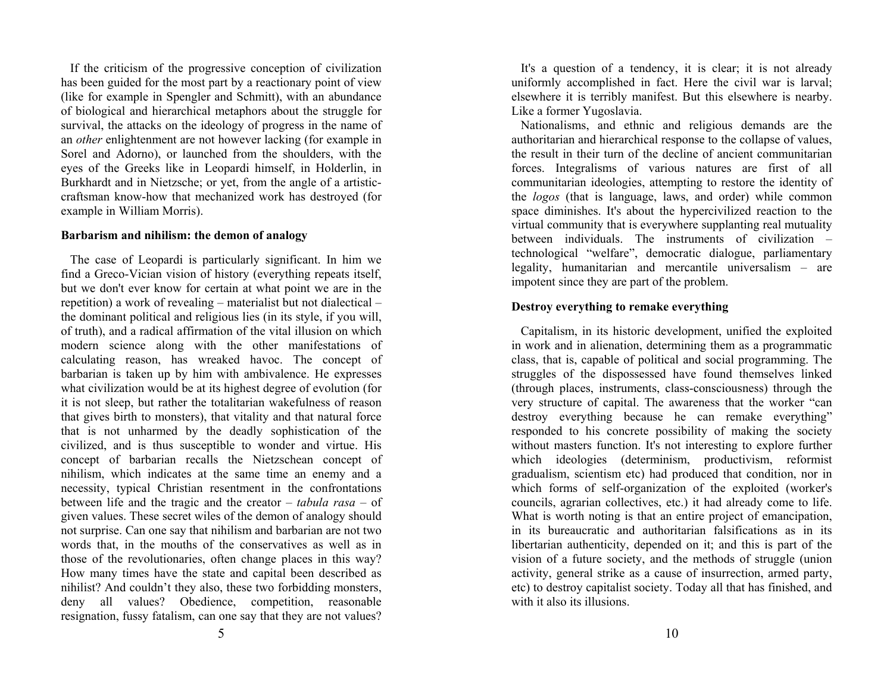If the criticism of the progressive conception of civilization has been guided for the most part by a reactionary point of view (like for example in Spengler and Schmitt), with an abundance of biological and hierarchical metaphors about the struggle for survival, the attacks on the ideology of progress in the name of an *other* enlightenment are not however lacking (for example in Sorel and Adorno), or launched from the shoulders, with the eyes of the Greeks like in Leopardi himself, in Holderlin, in Burkhardt and in Nietzsche; or yet, from the angle of a artistic-craftsman know-how that mechanized work has destroyed (for example in William Morris).

**Barbarism and nihilism: the demon of analogy**

The case of Leopardi is particularly significant. In him we find a Greco-Vician vision of history (everything repeats itself, but we don't ever know for certain at what point we are in the repetition) a work of revealing – materialist but not dialectical – the dominant political and religious lies (in its style, if you will, of truth), and a radical affirmation of the vital illusion on which modern science along with the other manifestations of calculating reason, has wreaked havoc. The concept of barbarian is taken up by him with ambivalence. He expresses what civilization would be at its highest degree of evolution (for it is not sleep, but rather the totalitarian wakefulness of reason that gives birth to monsters), that vitality and that natural force that is not unharmed by the deadly sophistication of the civilized, and is thus susceptible to wonder and virtue. His concept of barbarian recalls the Nietzschean concept of nihilism, which indicates at the same time an enemy and a necessity, typical Christian resentment in the confrontations between life and the tragic and the creator – *tabula rasa* – of given values. These secret wiles of the demon of analogy should not surprise. Can one say that nihilism and barbarian are not two words that, in the mouths of the conservatives as well as in those of the revolutionaries, often change places in this way? How many times have the state and capital been described as nihilist? And couldn't they also, these two forbidding monsters, deny all values? Obedience, competition, reasonable resignation, fussy fatalism, can one say that they are not values?

It's a question of a tendency, it is clear; it is not already uniformly accomplished in fact. Here the civil war is larval; elsewhere it is terribly manifest. But this elsewhere is nearby. Like a former Yugoslavia.

Nationalisms, and ethnic and religious demands are the authoritarian and hierarchical response to the collapse of values, the result in their turn of the decline of ancient communitarian forces. Integralisms of various natures are first of all communitarian ideologies, attempting to restore the identity of the *logos* (that is language, laws, and order) while common space diminishes. It's about the hypercivilized reaction to the virtual community that is everywhere supplanting real mutuality between individuals. The instruments of civilization – technological "welfare", democratic dialogue, parliamentary legality, humanitarian and mercantile universalism – are impotent since they are part of the problem.

**Destroy everything to remake everything**

Capitalism, in its historic development, unified the exploited in work and in alienation, determining them as a programmatic class, that is, capable of political and social programming. The struggles of the dispossessed have found themselves linked (through places, instruments, class-consciousness) through the very structure of capital. The awareness that the worker "can destroy everything because he can remake everything" responded to his concrete possibility of making the society without masters function. It's not interesting to explore further which ideologies (determinism, productivism, reformist gradualism, scientism etc) had produced that condition, nor in which forms of self-organization of the exploited (worker's councils, agrarian collectives, etc.) it had already come to life. What is worth noting is that an entire project of emancipation, in its bureaucratic and authoritarian falsifications as in its libertarian authenticity, depended on it; and this is part of the vision of a future society, and the methods of struggle (union activity, general strike as a cause of insurrection, armed party, etc) to destroy capitalist society. Today all that has finished, and with it also its illusions.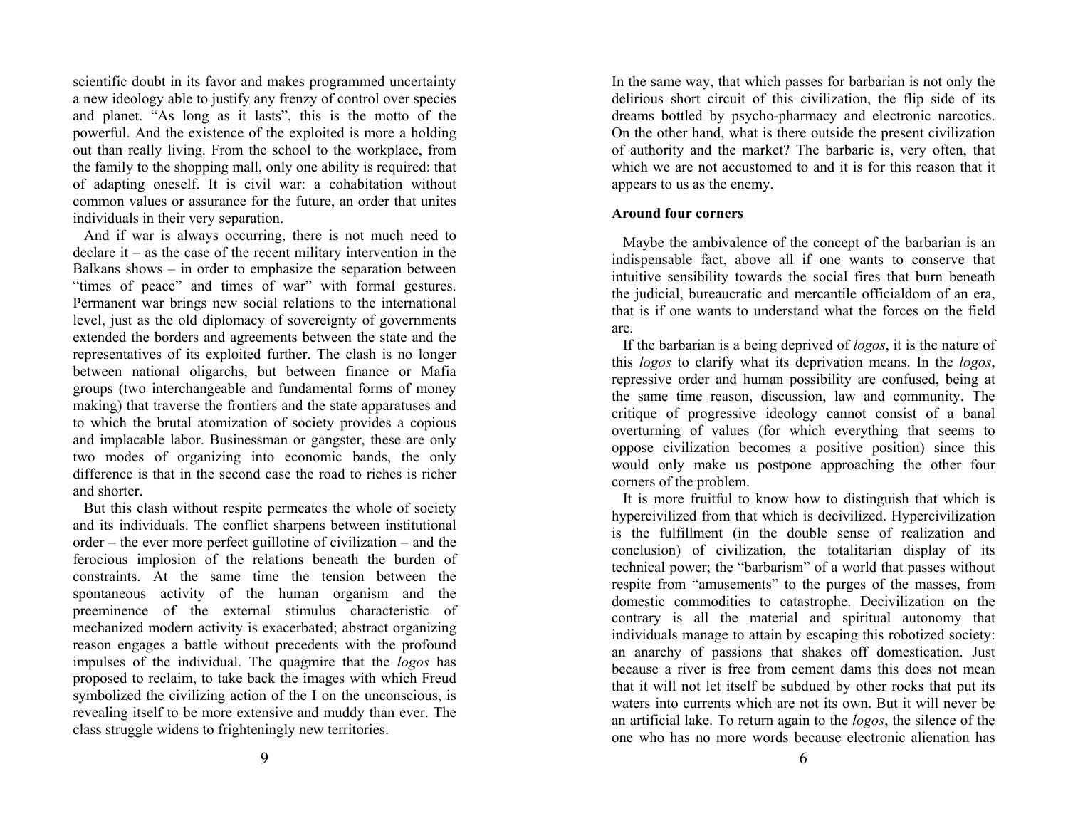scientific doubt in its favor and makes programmed uncertainty a new ideology able to justify any frenzy of control over species and planet. "As long as it lasts", this is the motto of the powerful. And the existence of the exploited is more a holding out than really living. From the school to the workplace, from the family to the shopping mall, only one ability is required: that of adapting oneself. It is civil war: a cohabitation without common values or assurance for the future, an order that unites individuals in their very separation.

And if war is always occurring, there is not much need to declare it – as the case of the recent military intervention in the Balkans shows – in order to emphasize the separation between "times of peace" and times of war" with formal gestures. Permanent war brings new social relations to the international level, just as the old diplomacy of sovereignty of governments extended the borders and agreements between the state and the representatives of its exploited further. The clash is no longer between national oligarchs, but between finance or Mafia groups (two interchangeable and fundamental forms of money making) that traverse the frontiers and the state apparatuses and to which the brutal atomization of society provides a copious and implacable labor. Businessman or gangster, these are only two modes of organizing into economic bands, the only difference is that in the second case the road to riches is richer and shorter.

But this clash without respite permeates the whole of society and its individuals. The conflict sharpens between institutional order – the ever more perfect guillotine of civilization – and the ferocious implosion of the relations beneath the burden of constraints. At the same time the tension between the spontaneous activity of the human organism and the preeminence of the external stimulus characteristic of mechanized modern activity is exacerbated; abstract organizing reason engages a battle without precedents with the profound impulses of the individual. The quagmire that the *logos* has proposed to reclaim, to take back the images with which Freud symbolized the civilizing action of the I on the unconscious, is revealing itself to be more extensive and muddy than ever. The class struggle widens to frighteningly new territories.

In the same way, that which passes for barbarian is not only the delirious short circuit of this civilization, the flip side of its dreams bottled by psycho-pharmacy and electronic narcotics. On the other hand, what is there outside the present civilization of authority and the market? The barbaric is, very often, that which we are not accustomed to and it is for this reason that it appears to us as the enemy.

**Around four corners**

Maybe the ambivalence of the concept of the barbarian is an indispensable fact, above all if one wants to conserve that intuitive sensibility towards the social fires that burn beneath the judicial, bureaucratic and mercantile officialdom of an era, that is if one wants to understand what the forces on the field are.

If the barbarian is a being deprived of *logos*, it is the nature of this *logos* to clarify what its deprivation means. In the *logos*, repressive order and human possibility are confused, being at the same time reason, discussion, law and community. The critique of progressive ideology cannot consist of a banal overturning of values (for which everything that seems to oppose civilization becomes a positive position) since this would only make us postpone approaching the other four corners of the problem.

It is more fruitful to know how to distinguish that which is hypercivilized from that which is decivilized. Hypercivilization is the fulfillment (in the double sense of realization and conclusion) of civilization, the totalitarian display of its technical power; the "barbarism" of a world that passes without respite from "amusements" to the purges of the masses, from domestic commodities to catastrophe. Decivilization on the contrary is all the material and spiritual autonomy that individuals manage to attain by escaping this robotized society: an anarchy of passions that shakes off domestication. Just because a river is free from cement dams this does not mean that it will not let itself be subdued by other rocks that put its waters into currents which are not its own. But it will never be an artificial lake. To return again to the *logos*, the silence of the one who has no more words because electronic alienation has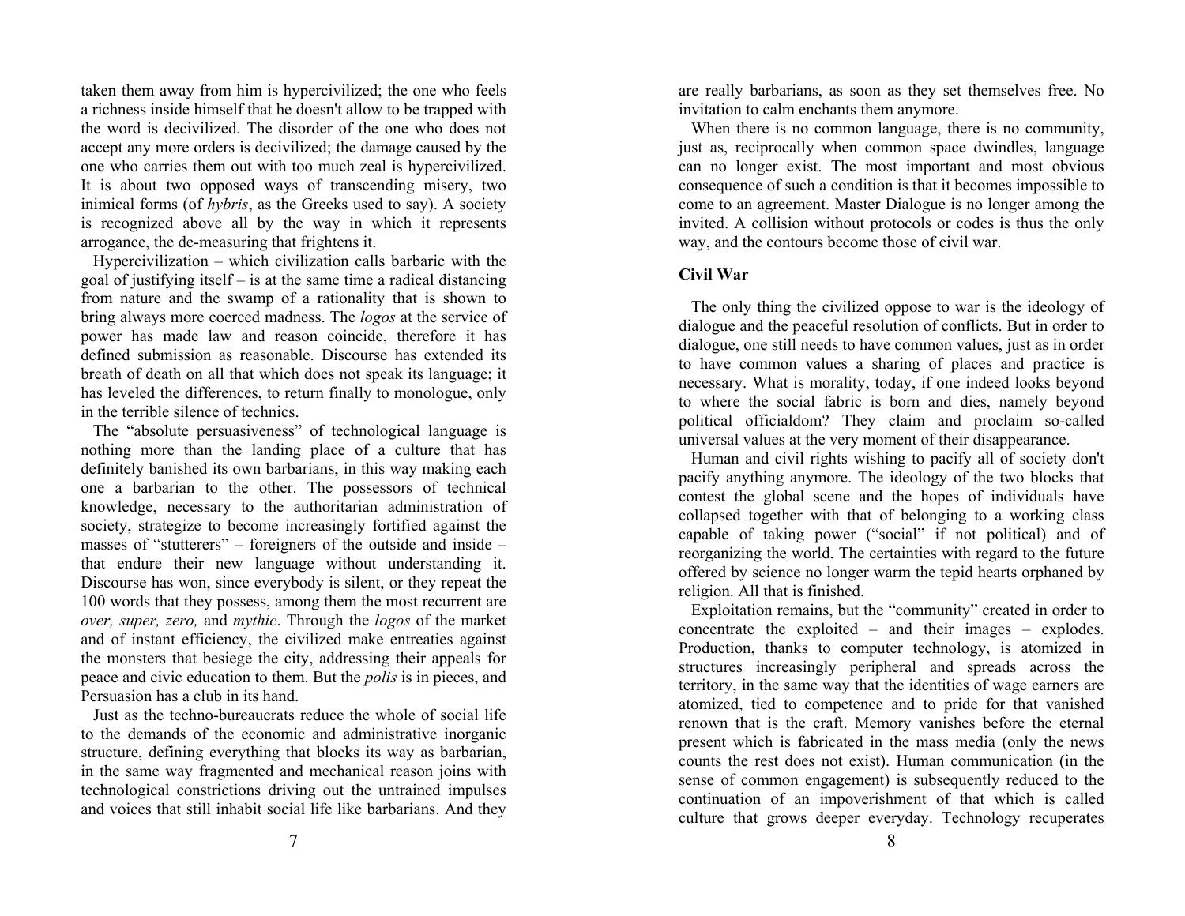taken them away from him is hypercivilized; the one who feels a richness inside himself that he doesn't allow to be trapped with the word is decivilized. The disorder of the one who does not accept any more orders is decivilized; the damage caused by the one who carries them out with too much zeal is hypercivilized. It is about two opposed ways of transcending misery, two inimical forms (of *hybris*, as the Greeks used to say). A society is recognized above all by the way in which it represents arrogance, the de-measuring that frightens it.

Hypercivilization – which civilization calls barbaric with the goal of justifying itself – is at the same time a radical distancing from nature and the swamp of a rationality that is shown to bring always more coerced madness. The *logos* at the service of power has made law and reason coincide, therefore it has defined submission as reasonable. Discourse has extended its breath of death on all that which does not speak its language; it has leveled the differences, to return finally to monologue, only in the terrible silence of technics.

The "absolute persuasiveness" of technological language is nothing more than the landing place of a culture that has definitely banished its own barbarians, in this way making each one a barbarian to the other. The possessors of technical knowledge, necessary to the authoritarian administration of society, strategize to become increasingly fortified against the masses of "stutterers" – foreigners of the outside and inside – that endure their new language without understanding it. Discourse has won, since everybody is silent, or they repeat the 100 words that they possess, among them the most recurrent are *over, super, zero,* and *mythic*. Through the *logos* of the market and of instant efficiency, the civilized make entreaties against the monsters that besiege the city, addressing their appeals for peace and civic education to them. But the *polis* is in pieces, and Persuasion has a club in its hand.

Just as the techno-bureaucrats reduce the whole of social life to the demands of the economic and administrative inorganic structure, defining everything that blocks its way as barbarian, in the same way fragmented and mechanical reason joins with technological constrictions driving out the untrained impulses and voices that still inhabit social life like barbarians. And they are really barbarians, as soon as they set themselves free. No invitation to calm enchants them anymore.

When there is no common language, there is no community, just as, reciprocally when common space dwindles, language can no longer exist. The most important and most obvious consequence of such a condition is that it becomes impossible to come to an agreement. Master Dialogue is no longer among the invited. A collision without protocols or codes is thus the only way, and the contours become those of civil war.

## Civil War

The only thing the civilized oppose to war is the ideology of dialogue and the peaceful resolution of conflicts. But in order to dialogue, one still needs to have common values, just as in order to have common values a sharing of places and practice is necessary. What is morality, today, if one indeed looks beyond to where the social fabric is born and dies, namely beyond political officialdom? They claim and proclaim so-called universal values at the very moment of their disappearance.

Human and civil rights wishing to pacify all of society don't pacify anything anymore. The ideology of the two blocks that contest the global scene and the hopes of individuals have collapsed together with that of belonging to a working class capable of taking power ("social" if not political) and of reorganizing the world. The certainties with regard to the future offered by science no longer warm the tepid hearts orphaned by religion. All that is finished.

Exploitation remains, but the "community" created in order to concentrate the exploited – and their images – explodes. Production, thanks to computer technology, is atomized in structures increasingly peripheral and spreads across the territory, in the same way that the identities of wage earners are atomized, tied to competence and to pride for that vanished renown that is the craft. Memory vanishes before the eternal present which is fabricated in the mass media (only the news counts the rest does not exist). Human communication (in the sense of common engagement) is subsequently reduced to the continuation of an impoverishment of that which is called culture that grows deeper everyday. Technology recuperates